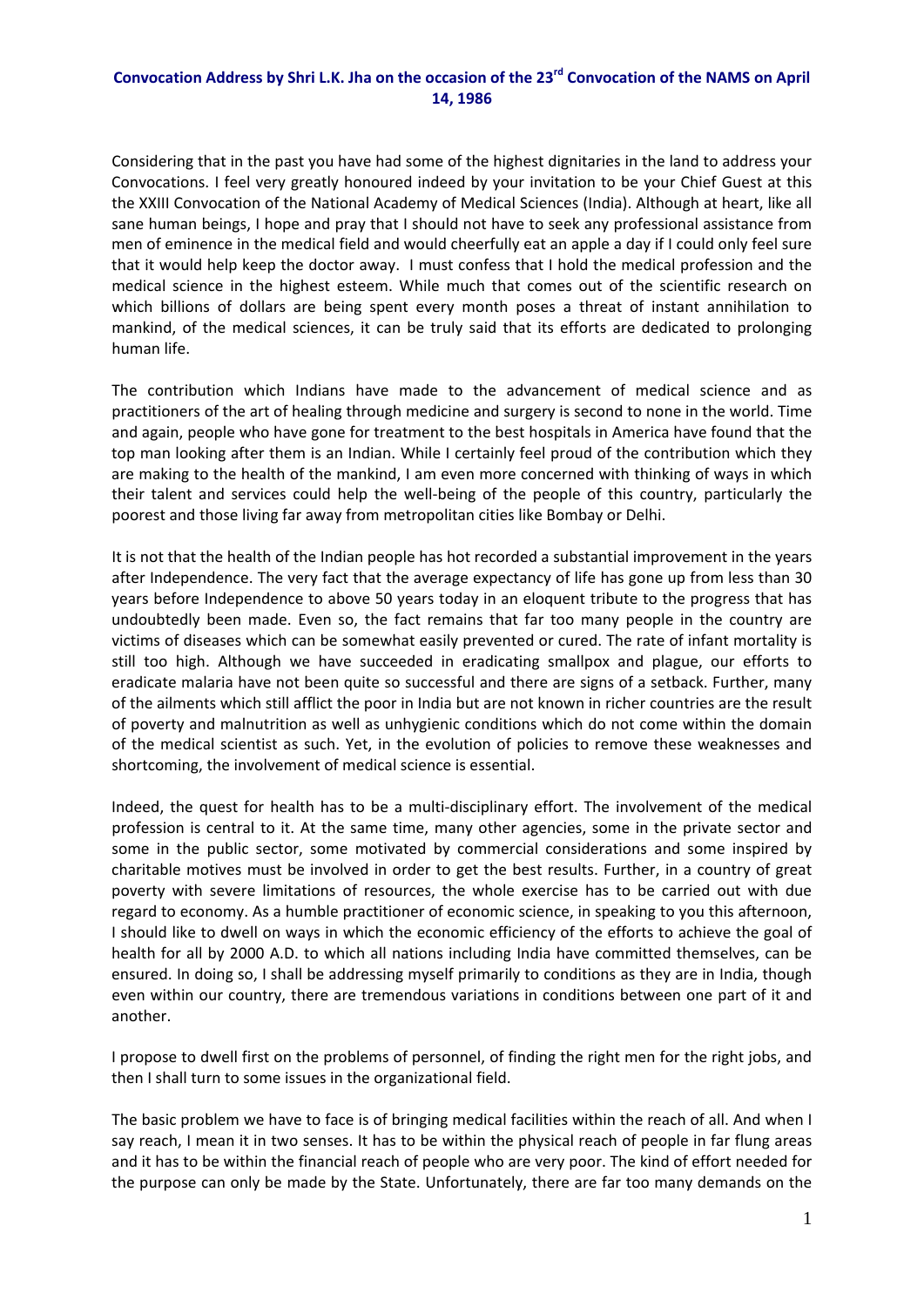# Convocation Address by Shri L.K. Jha on the occasion of the 23rd Convocation of the NAMS on April 14, 1986

Considering that in the past you have had some of the highest dignitaries in the land to address your Convocations. I feel very greatly honoured indeed by your invitation to be your Chief Guest at this the XXIII Convocation of the National Academy of Medical Sciences (India). Although at heart, like all sane human beings, I hope and pray that I should not have to seek any professional assistance from men of eminence in the medical field and would cheerfully eat an apple a day if I could only feel sure that it would help keep the doctor away. I must confess that I hold the medical profession and the medical science in the highest esteem. While much that comes out of the scientific research on which billions of dollars are being spent every month poses a threat of instant annihilation to mankind, of the medical sciences, it can be truly said that its efforts are dedicated to prolonging human life.

The contribution which Indians have made to the advancement of medical science and as practitioners of the art of healing through medicine and surgery is second to none in the world. Time and again, people who have gone for treatment to the best hospitals in America have found that the top man looking after them is an Indian. While I certainly feel proud of the contribution which they are making to the health of the mankind, I am even more concerned with thinking of ways in which their talent and services could help the well-being of the people of this country, particularly the poorest and those living far away from metropolitan cities like Bombay or Delhi.

It is not that the health of the Indian people has hot recorded a substantial improvement in the years after Independence. The very fact that the average expectancy of life has gone up from less than 30 years before Independence to above 50 years today in an eloquent tribute to the progress that has undoubtedly been made. Even so, the fact remains that far too many people in the country are victims of diseases which can be somewhat easily prevented or cured. The rate of infant mortality is still too high. Although we have succeeded in eradicating smallpox and plague, our efforts to eradicate malaria have not been quite so successful and there are signs of a setback. Further, many of the ailments which still afflict the poor in India but are not known in richer countries are the result of poverty and malnutrition as well as unhygienic conditions which do not come within the domain of the medical scientist as such. Yet, in the evolution of policies to remove these weaknesses and shortcoming, the involvement of medical science is essential.

Indeed, the quest for health has to be a multi-disciplinary effort. The involvement of the medical profession is central to it. At the same time, many other agencies, some in the private sector and some in the public sector, some motivated by commercial considerations and some inspired by charitable motives must be involved in order to get the best results. Further, in a country of great poverty with severe limitations of resources, the whole exercise has to be carried out with due regard to economy. As a humble practitioner of economic science, in speaking to you this afternoon, I should like to dwell on ways in which the economic efficiency of the efforts to achieve the goal of health for all by 2000 A.D. to which all nations including India have committed themselves, can be ensured. In doing so, I shall be addressing myself primarily to conditions as they are in India, though even within our country, there are tremendous variations in conditions between one part of it and another.

I propose to dwell first on the problems of personnel, of finding the right men for the right jobs, and then I shall turn to some issues in the organizational field.

The basic problem we have to face is of bringing medical facilities within the reach of all. And when I say reach, I mean it in two senses. It has to be within the physical reach of people in far flung areas and it has to be within the financial reach of people who are very poor. The kind of effort needed for the purpose can only be made by the State. Unfortunately, there are far too many demands on the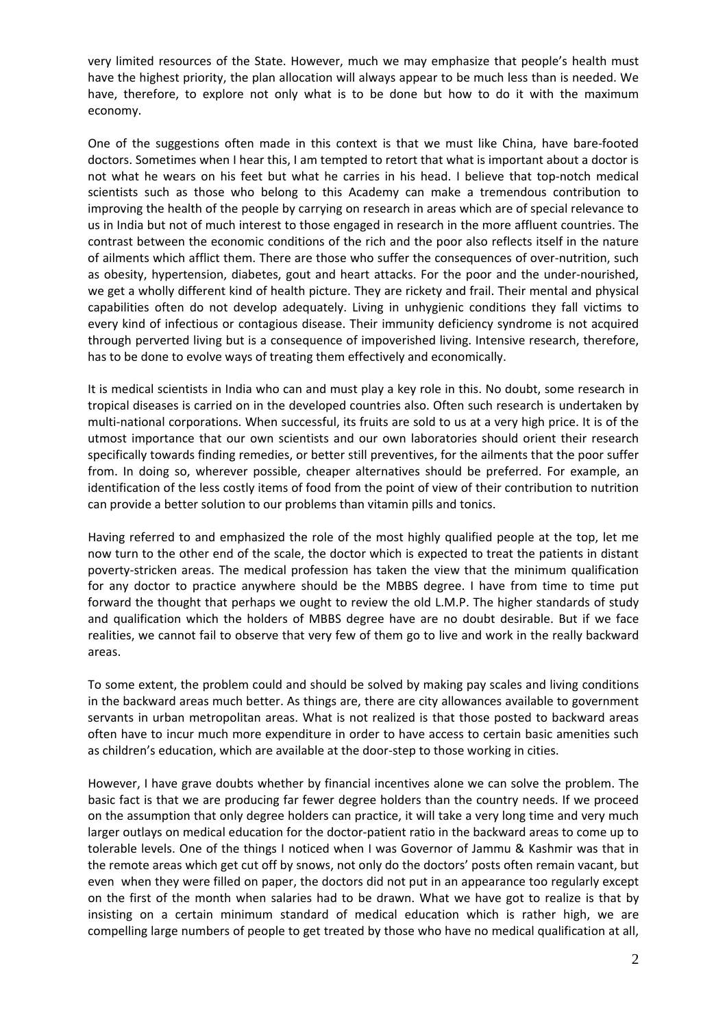very limited resources of the State. However, much we may emphasize that people's health must have the highest priority, the plan allocation will always appear to be much less than is needed. We have, therefore, to explore not only what is to be done but how to do it with the maximum economy.

One of the suggestions often made in this context is that we must like China, have bare-footed doctors. Sometimes when I hear this, I am tempted to retort that what is important about a doctor is not what he wears on his feet but what he carries in his head. I believe that top-notch medical scientists such as those who belong to this Academy can make a tremendous contribution to improving the health of the people by carrying on research in areas which are of special relevance to us in India but not of much interest to those engaged in research in the more affluent countries. The contrast between the economic conditions of the rich and the poor also reflects itself in the nature of ailments which afflict them. There are those who suffer the consequences of over-nutrition, such as obesity, hypertension, diabetes, gout and heart attacks. For the poor and the under-nourished, we get a wholly different kind of health picture. They are rickety and frail. Their mental and physical capabilities often do not develop adequately. Living in unhygienic conditions they fall victims to every kind of infectious or contagious disease. Their immunity deficiency syndrome is not acquired through perverted living but is a consequence of impoverished living. Intensive research, therefore, has to be done to evolve ways of treating them effectively and economically.

It is medical scientists in India who can and must play a key role in this. No doubt, some research in tropical diseases is carried on in the developed countries also. Often such research is undertaken by multi-national corporations. When successful, its fruits are sold to us at a very high price. It is of the utmost importance that our own scientists and our own laboratories should orient their research specifically towards finding remedies, or better still preventives, for the ailments that the poor suffer from. In doing so, wherever possible, cheaper alternatives should be preferred. For example, an identification of the less costly items of food from the point of view of their contribution to nutrition can provide a better solution to our problems than vitamin pills and tonics.

Having referred to and emphasized the role of the most highly qualified people at the top, let me now turn to the other end of the scale, the doctor which is expected to treat the patients in distant poverty-stricken areas. The medical profession has taken the view that the minimum qualification for any doctor to practice anywhere should be the MBBS degree. I have from time to time put forward the thought that perhaps we ought to review the old L.M.P. The higher standards of study and qualification which the holders of MBBS degree have are no doubt desirable. But if we face realities, we cannot fail to observe that very few of them go to live and work in the really backward areas.

To some extent, the problem could and should be solved by making pay scales and living conditions in the backward areas much better. As things are, there are city allowances available to government servants in urban metropolitan areas. What is not realized is that those posted to backward areas often have to incur much more expenditure in order to have access to certain basic amenities such as children's education, which are available at the door-step to those working in cities.

However, I have grave doubts whether by financial incentives alone we can solve the problem. The basic fact is that we are producing far fewer degree holders than the country needs. If we proceed on the assumption that only degree holders can practice, it will take a very long time and very much larger outlays on medical education for the doctor-patient ratio in the backward areas to come up to tolerable levels. One of the things I noticed when I was Governor of Jammu & Kashmir was that in the remote areas which get cut off by snows, not only do the doctors' posts often remain vacant, but even when they were filled on paper, the doctors did not put in an appearance too regularly except on the first of the month when salaries had to be drawn. What we have got to realize is that by insisting on a certain minimum standard of medical education which is rather high, we are compelling large numbers of people to get treated by those who have no medical qualification at all,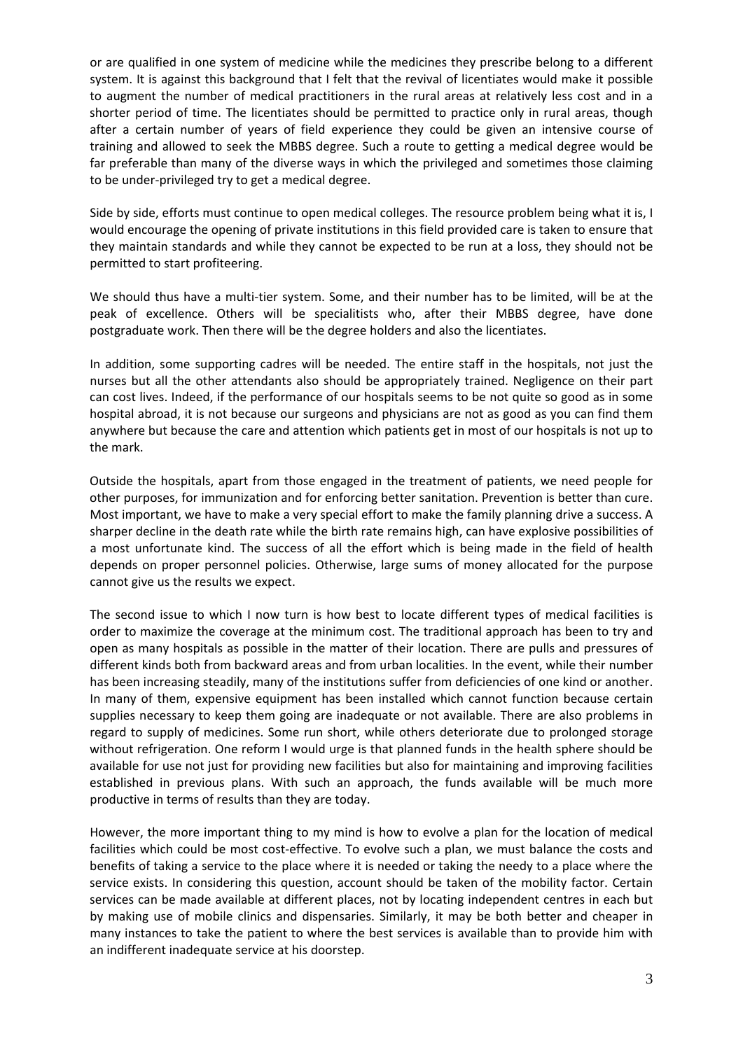or are qualified in one system of medicine while the medicines they prescribe belong to a different system. It is against this background that I felt that the revival of licentiates would make it possible to augment the number of medical practitioners in the rural areas at relatively less cost and in a shorter period of time. The licentiates should be permitted to practice only in rural areas, though after a certain number of years of field experience they could be given an intensive course of training and allowed to seek the MBBS degree. Such a route to getting a medical degree would be far preferable than many of the diverse ways in which the privileged and sometimes those claiming to be under-privileged try to get a medical degree.

Side by side, efforts must continue to open medical colleges. The resource problem being what it is, I would encourage the opening of private institutions in this field provided care is taken to ensure that they maintain standards and while they cannot be expected to be run at a loss, they should not be permitted to start profiteering.

We should thus have a multi-tier system. Some, and their number has to be limited, will be at the peak of excellence. Others will be specialitists who, after their MBBS degree, have done postgraduate work. Then there will be the degree holders and also the licentiates.

In addition, some supporting cadres will be needed. The entire staff in the hospitals, not just the nurses but all the other attendants also should be appropriately trained. Negligence on their part can cost lives. Indeed, if the performance of our hospitals seems to be not quite so good as in some hospital abroad, it is not because our surgeons and physicians are not as good as you can find them anywhere but because the care and attention which patients get in most of our hospitals is not up to the mark.

Outside the hospitals, apart from those engaged in the treatment of patients, we need people for other purposes, for immunization and for enforcing better sanitation. Prevention is better than cure. Most important, we have to make a very special effort to make the family planning drive a success. A sharper decline in the death rate while the birth rate remains high, can have explosive possibilities of a most unfortunate kind. The success of all the effort which is being made in the field of health depends on proper personnel policies. Otherwise, large sums of money allocated for the purpose cannot give us the results we expect.

The second issue to which I now turn is how best to locate different types of medical facilities is order to maximize the coverage at the minimum cost. The traditional approach has been to try and open as many hospitals as possible in the matter of their location. There are pulls and pressures of different kinds both from backward areas and from urban localities. In the event, while their number has been increasing steadily, many of the institutions suffer from deficiencies of one kind or another. In many of them, expensive equipment has been installed which cannot function because certain supplies necessary to keep them going are inadequate or not available. There are also problems in regard to supply of medicines. Some run short, while others deteriorate due to prolonged storage without refrigeration. One reform I would urge is that planned funds in the health sphere should be available for use not just for providing new facilities but also for maintaining and improving facilities established in previous plans. With such an approach, the funds available will be much more productive in terms of results than they are today.

However, the more important thing to my mind is how to evolve a plan for the location of medical facilities which could be most cost-effective. To evolve such a plan, we must balance the costs and benefits of taking a service to the place where it is needed or taking the needy to a place where the service exists. In considering this question, account should be taken of the mobility factor. Certain services can be made available at different places, not by locating independent centres in each but by making use of mobile clinics and dispensaries. Similarly, it may be both better and cheaper in many instances to take the patient to where the best services is available than to provide him with an indifferent inadequate service at his doorstep.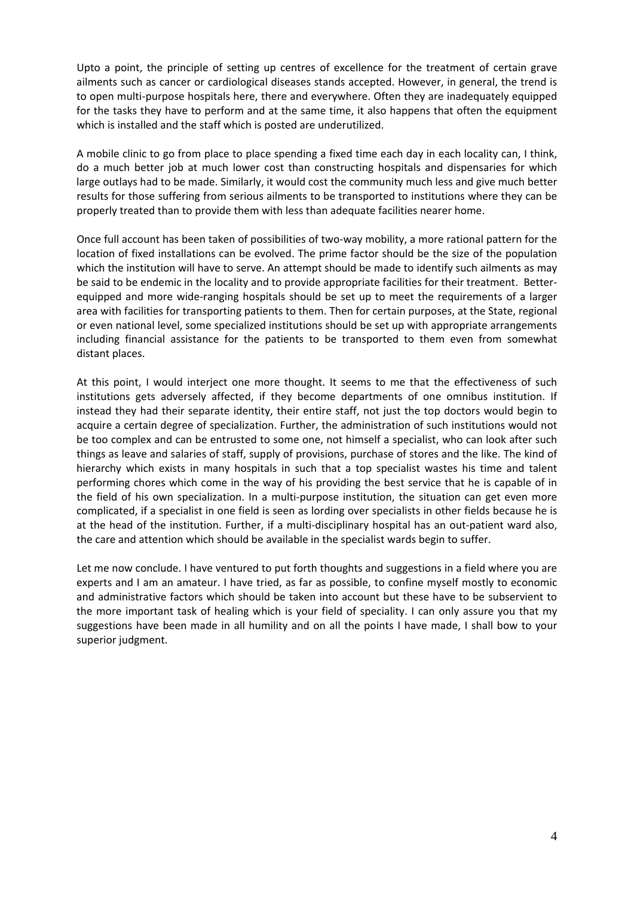Upto a point, the principle of setting up centres of excellence for the treatment of certain grave ailments such as cancer or cardiological diseases stands accepted. However, in general, the trend is to open multi-purpose hospitals here, there and everywhere. Often they are inadequately equipped for the tasks they have to perform and at the same time, it also happens that often the equipment which is installed and the staff which is posted are underutilized.

A mobile clinic to go from place to place spending a fixed time each day in each locality can, I think, do a much better job at much lower cost than constructing hospitals and dispensaries for which large outlays had to be made. Similarly, it would cost the community much less and give much better results for those suffering from serious ailments to be transported to institutions where they can be properly treated than to provide them with less than adequate facilities nearer home.

Once full account has been taken of possibilities of two-way mobility, a more rational pattern for the location of fixed installations can be evolved. The prime factor should be the size of the population which the institution will have to serve. An attempt should be made to identify such ailments as may be said to be endemic in the locality and to provide appropriate facilities for their treatment. Better-equipped and more wide-ranging hospitals should be set up to meet the requirements of a larger area with facilities for transporting patients to them. Then for certain purposes, at the State, regional or even national level, some specialized institutions should be set up with appropriate arrangements including financial assistance for the patients to be transported to them even from somewhat distant places.

At this point, I would interject one more thought. It seems to me that the effectiveness of such institutions gets adversely affected, if they become departments of one omnibus institution. If instead they had their separate identity, their entire staff, not just the top doctors would begin to acquire a certain degree of specialization. Further, the administration of such institutions would not be too complex and can be entrusted to some one, not himself a specialist, who can look after such things as leave and salaries of staff, supply of provisions, purchase of stores and the like. The kind of hierarchy which exists in many hospitals in such that a top specialist wastes his time and talent performing chores which come in the way of his providing the best service that he is capable of in the field of his own specialization. In a multi-purpose institution, the situation can get even more complicated, if a specialist in one field is seen as lording over specialists in other fields because he is at the head of the institution. Further, if a multi-disciplinary hospital has an out-patient ward also, the care and attention which should be available in the specialist wards begin to suffer.

Let me now conclude. I have ventured to put forth thoughts and suggestions in a field where you are experts and I am an amateur. I have tried, as far as possible, to confine myself mostly to economic and administrative factors which should be taken into account but these have to be subservient to the more important task of healing which is your field of speciality. I can only assure you that my suggestions have been made in all humility and on all the points I have made, I shall bow to your superior judgment.